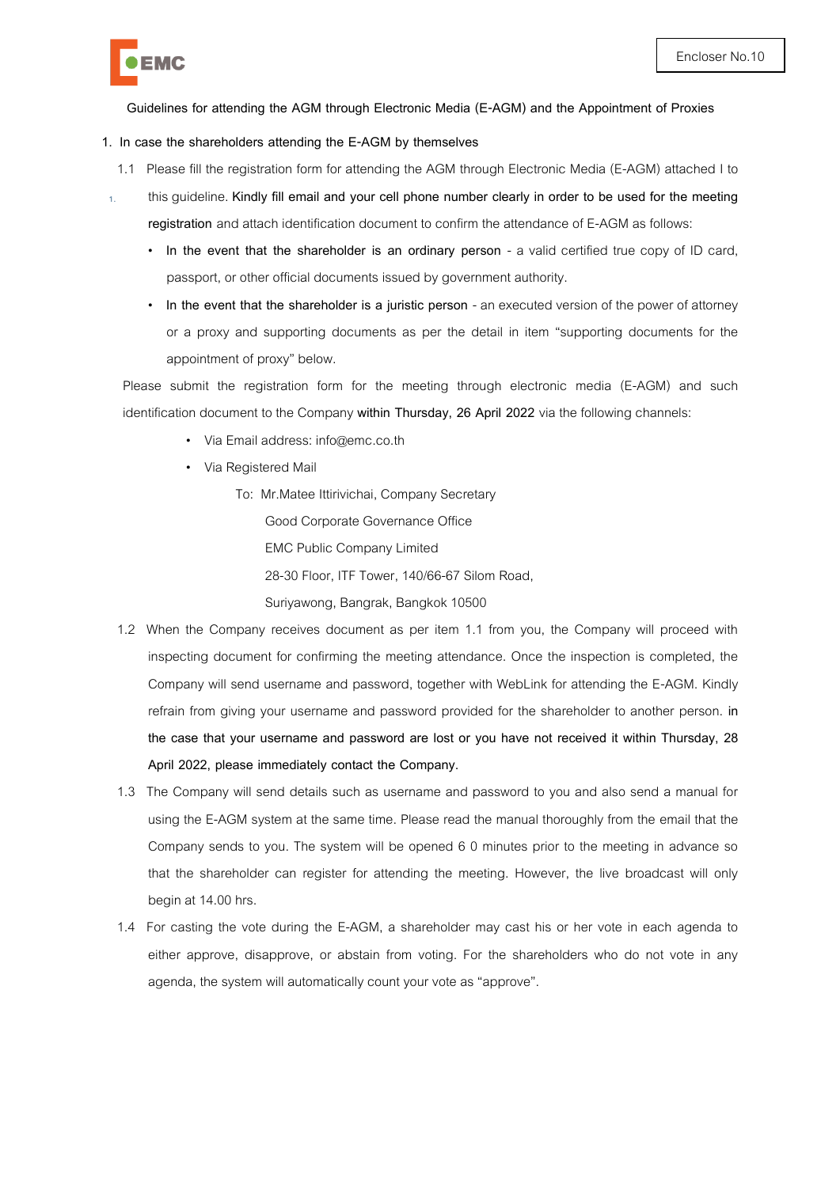Encloser No.10

**Guidelines for attending the AGM through Electronic Media (E-AGM) and the Appointment of Proxies**

**1. In case the shareholders attending the E-AGM by themselves**

1.1 Please fill the registration form for attending the AGM through Electronic Media (E-AGM) attached I to this guideline. **Kindly fill email and your cell phone number clearly in order to be used for the meeting registration** and attach identification document to confirm the attendance of E-AGM as follows:

- **In the event that the shareholder is an ordinary person** - a valid certified true copy of ID card, passport, or other official documents issued by government authority.
- **In the event that the shareholder is a juristic person** - an executed version of the power of attorney or a proxy and supporting documents as per the detail in item "supporting documents for the appointment of proxy" below.

Please submit the registration form for the meeting through electronic media (E-AGM) and such identification document to the Company **within Thursday, 26 April 2022** via the following channels:

- Via Email address: info@emc.co.th
- Via Registered Mail

  To: Mr.Matee Ittirivichai, Company Secretary
  Good Corporate Governance Office
  EMC Public Company Limited
  28-30 Floor, ITF Tower, 140/66-67 Silom Road,
  Suriyawong, Bangrak, Bangkok 10500

1.2 When the Company receives document as per item 1.1 from you, the Company will proceed with inspecting document for confirming the meeting attendance. Once the inspection is completed, the Company will send username and password, together with WebLink for attending the E-AGM. Kindly refrain from giving your username and password provided for the shareholder to another person. **in the case that your username and password are lost or you have not received it within Thursday, 28 April 2022, please immediately contact the Company.**

1.3 The Company will send details such as username and password to you and also send a manual for using the E-AGM system at the same time. Please read the manual thoroughly from the email that the Company sends to you. The system will be opened 6 0 minutes prior to the meeting in advance so that the shareholder can register for attending the meeting. However, the live broadcast will only begin at 14.00 hrs.

1.4 For casting the vote during the E-AGM, a shareholder may cast his or her vote in each agenda to either approve, disapprove, or abstain from voting. For the shareholders who do not vote in any agenda, the system will automatically count your vote as "approve".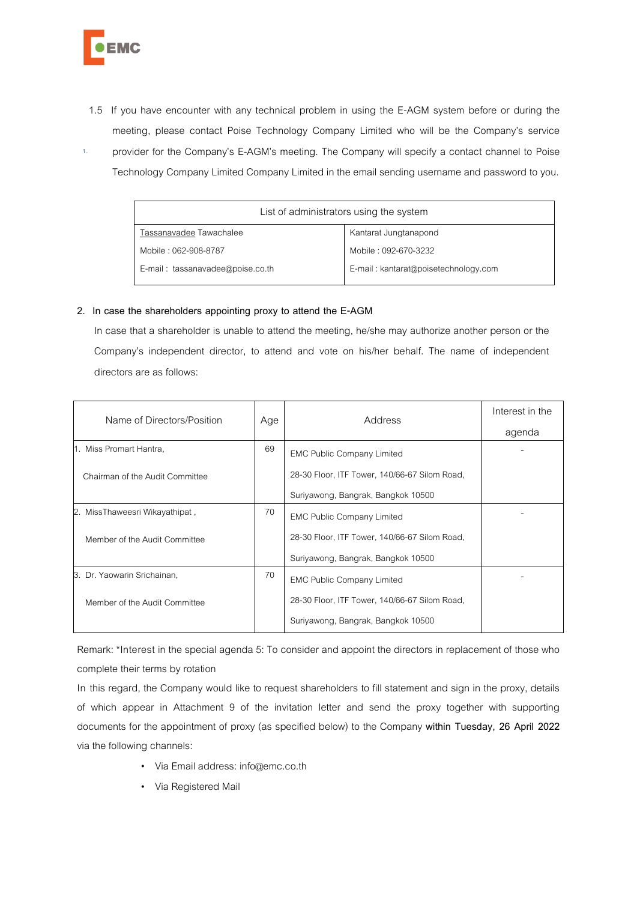1.5 If you have encounter with any technical problem in using the E-AGM system before or during the meeting, please contact Poise Technology Company Limited who will be the Company's service provider for the Company's E-AGM's meeting. The Company will specify a contact channel to Poise Technology Company Limited Company Limited in the email sending username and password to you.

| List of administrators using the system | |
|---|---|
| Tassanavadee Tawachalee<br>Mobile : 062-908-8787<br>E-mail : tassanavadee@poise.co.th | Kantarat Jungtanapond<br>Mobile : 092-670-3232<br>E-mail : kantarat@poisetechnology.com |

**2. In case the shareholders appointing proxy to attend the E-AGM**

In case that a shareholder is unable to attend the meeting, he/she may authorize another person or the Company's independent director, to attend and vote on his/her behalf. The name of independent directors are as follows:

| Name of Directors/Position | Age | Address | Interest in the agenda |
|---|---|---|---|
| 1. Miss Promart Hantra,<br>Chairman of the Audit Committee | 69 | EMC Public Company Limited<br>28-30 Floor, ITF Tower, 140/66-67 Silom Road,<br>Suriyawong, Bangrak, Bangkok 10500 | - |
| 2. MissThaweesri Wikayathipat ,<br>Member of the Audit Committee | 70 | EMC Public Company Limited<br>28-30 Floor, ITF Tower, 140/66-67 Silom Road,<br>Suriyawong, Bangrak, Bangkok 10500 | - |
| 3. Dr. Yaowarin Srichainan,<br>Member of the Audit Committee | 70 | EMC Public Company Limited<br>28-30 Floor, ITF Tower, 140/66-67 Silom Road,<br>Suriyawong, Bangrak, Bangkok 10500 | - |

Remark: *Interest in the special agenda 5: To consider and appoint the directors in replacement of those who complete their terms by rotation

In this regard, the Company would like to request shareholders to fill statement and sign in the proxy, details of which appear in Attachment 9 of the invitation letter and send the proxy together with supporting documents for the appointment of proxy (as specified below) to the Company **within Tuesday, 26 April 2022** via the following channels:

- Via Email address: info@emc.co.th
- Via Registered Mail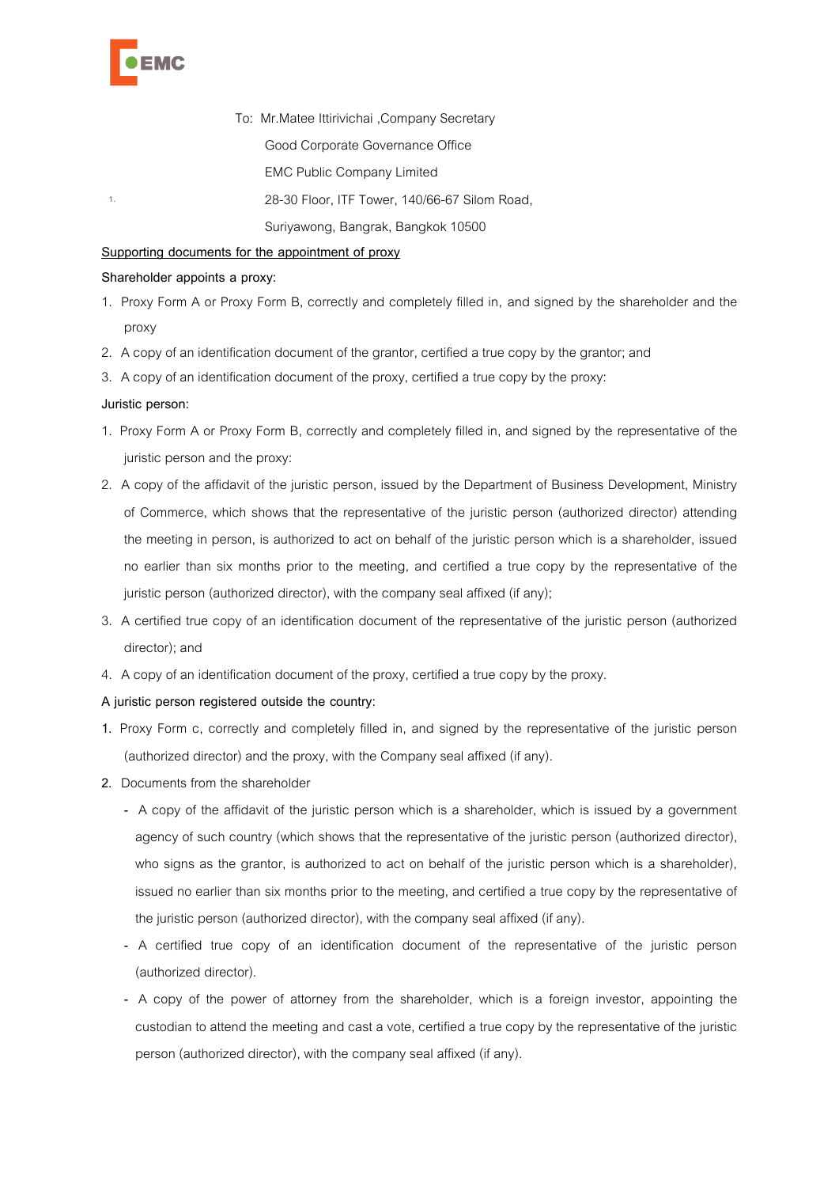To: Mr.Matee Ittirivichai ,Company Secretary

Good Corporate Governance Office

EMC Public Company Limited

28-30 Floor, ITF Tower, 140/66-67 Silom Road,

Suriyawong, Bangrak, Bangkok 10500

**Supporting documents for the appointment of proxy**

**Shareholder appoints a proxy:**

1. Proxy Form A or Proxy Form B, correctly and completely filled in, and signed by the shareholder and the proxy
2. A copy of an identification document of the grantor, certified a true copy by the grantor; and
3. A copy of an identification document of the proxy, certified a true copy by the proxy:

**Juristic person:**

1. Proxy Form A or Proxy Form B, correctly and completely filled in, and signed by the representative of the juristic person and the proxy:
2. A copy of the affidavit of the juristic person, issued by the Department of Business Development, Ministry of Commerce, which shows that the representative of the juristic person (authorized director) attending the meeting in person, is authorized to act on behalf of the juristic person which is a shareholder, issued no earlier than six months prior to the meeting, and certified a true copy by the representative of the juristic person (authorized director), with the company seal affixed (if any);
3. A certified true copy of an identification document of the representative of the juristic person (authorized director); and
4. A copy of an identification document of the proxy, certified a true copy by the proxy.

**A juristic person registered outside the country:**

1. Proxy Form c, correctly and completely filled in, and signed by the representative of the juristic person (authorized director) and the proxy, with the Company seal affixed (if any).
2. Documents from the shareholder
   - A copy of the affidavit of the juristic person which is a shareholder, which is issued by a government agency of such country (which shows that the representative of the juristic person (authorized director), who signs as the grantor, is authorized to act on behalf of the juristic person which is a shareholder), issued no earlier than six months prior to the meeting, and certified a true copy by the representative of the juristic person (authorized director), with the company seal affixed (if any).
   - A certified true copy of an identification document of the representative of the juristic person (authorized director).
   - A copy of the power of attorney from the shareholder, which is a foreign investor, appointing the custodian to attend the meeting and cast a vote, certified a true copy by the representative of the juristic person (authorized director), with the company seal affixed (if any).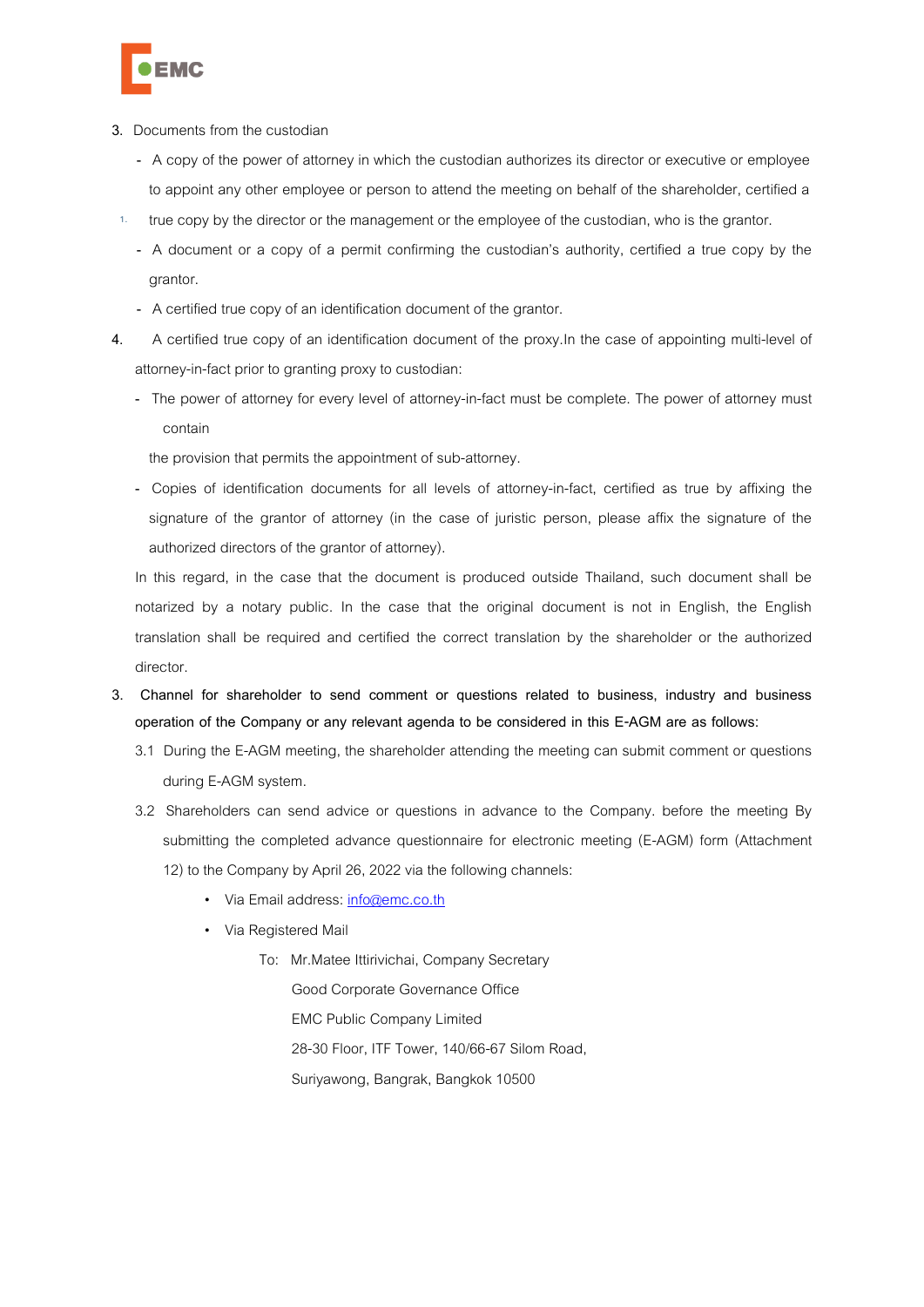3. Documents from the custodian
   - A copy of the power of attorney in which the custodian authorizes its director or executive or employee to appoint any other employee or person to attend the meeting on behalf of the shareholder, certified a true copy by the director or the management or the employee of the custodian, who is the grantor.
   - A document or a copy of a permit confirming the custodian's authority, certified a true copy by the grantor.
   - A certified true copy of an identification document of the grantor.
4. A certified true copy of an identification document of the proxy.In the case of appointing multi-level of attorney-in-fact prior to granting proxy to custodian:
   - The power of attorney for every level of attorney-in-fact must be complete. The power of attorney must contain the provision that permits the appointment of sub-attorney.
   - Copies of identification documents for all levels of attorney-in-fact, certified as true by affixing the signature of the grantor of attorney (in the case of juristic person, please affix the signature of the authorized directors of the grantor of attorney).

   In this regard, in the case that the document is produced outside Thailand, such document shall be notarized by a notary public. In the case that the original document is not in English, the English translation shall be required and certified the correct translation by the shareholder or the authorized director.

3. **Channel for shareholder to send comment or questions related to business, industry and business operation of the Company or any relevant agenda to be considered in this E-AGM are as follows:**
   - 3.1 During the E-AGM meeting, the shareholder attending the meeting can submit comment or questions during E-AGM system.
   - 3.2 Shareholders can send advice or questions in advance to the Company. before the meeting By submitting the completed advance questionnaire for electronic meeting (E-AGM) form (Attachment 12) to the Company by April 26, 2022 via the following channels:
     - Via Email address: info@emc.co.th
     - Via Registered Mail

       To: Mr.Matee Ittirivichai, Company Secretary
       Good Corporate Governance Office
       EMC Public Company Limited
       28-30 Floor, ITF Tower, 140/66-67 Silom Road,
       Suriyawong, Bangrak, Bangkok 10500